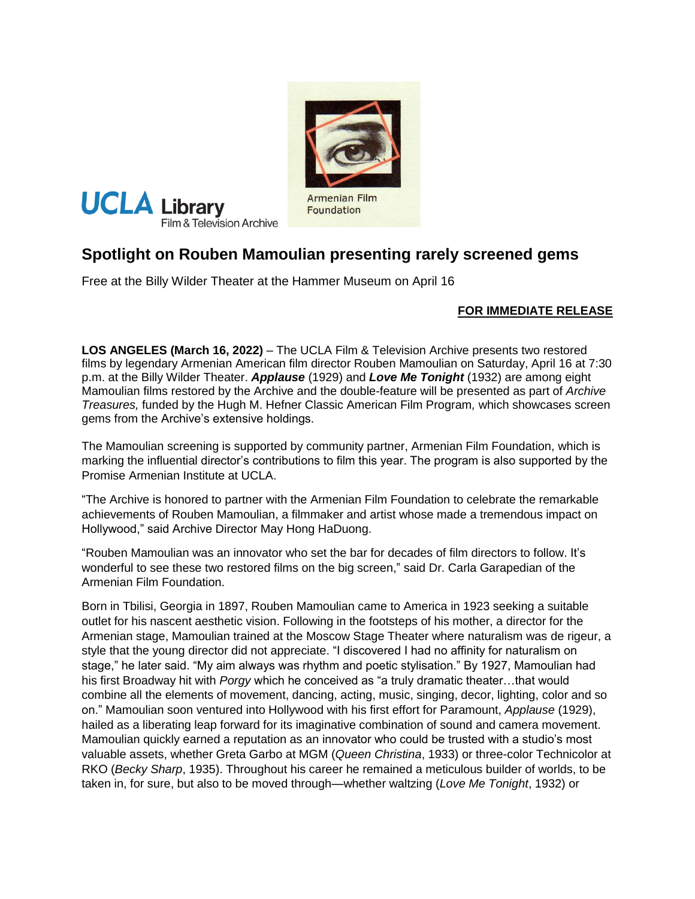UCLA Library Film & Television Archive

Armenian Film Foundation

## Spotlight on Rouben Mamoulian presenting rarely screened gems

Free at the Billy Wilder Theater at the Hammer Museum on April 16

**FOR IMMEDIATE RELEASE**

**LOS ANGELES (March 16, 2022)** – The UCLA Film & Television Archive presents two restored films by legendary Armenian American film director Rouben Mamoulian on Saturday, April 16 at 7:30 p.m. at the Billy Wilder Theater. ***Applause*** (1929) and ***Love Me Tonight*** (1932) are among eight Mamoulian films restored by the Archive and the double-feature will be presented as part of *Archive Treasures,* funded by the Hugh M. Hefner Classic American Film Program*,* which showcases screen gems from the Archive's extensive holdings.

The Mamoulian screening is supported by community partner, Armenian Film Foundation, which is marking the influential director's contributions to film this year. The program is also supported by the Promise Armenian Institute at UCLA.

"The Archive is honored to partner with the Armenian Film Foundation to celebrate the remarkable achievements of Rouben Mamoulian, a filmmaker and artist whose made a tremendous impact on Hollywood," said Archive Director May Hong HaDuong.

"Rouben Mamoulian was an innovator who set the bar for decades of film directors to follow. It's wonderful to see these two restored films on the big screen," said Dr. Carla Garapedian of the Armenian Film Foundation.

Born in Tbilisi, Georgia in 1897, Rouben Mamoulian came to America in 1923 seeking a suitable outlet for his nascent aesthetic vision. Following in the footsteps of his mother, a director for the Armenian stage, Mamoulian trained at the Moscow Stage Theater where naturalism was de rigeur, a style that the young director did not appreciate. "I discovered I had no affinity for naturalism on stage," he later said. "My aim always was rhythm and poetic stylisation." By 1927, Mamoulian had his first Broadway hit with *Porgy* which he conceived as "a truly dramatic theater…that would combine all the elements of movement, dancing, acting, music, singing, decor, lighting, color and so on." Mamoulian soon ventured into Hollywood with his first effort for Paramount, *Applause* (1929), hailed as a liberating leap forward for its imaginative combination of sound and camera movement. Mamoulian quickly earned a reputation as an innovator who could be trusted with a studio's most valuable assets, whether Greta Garbo at MGM (*Queen Christina*, 1933) or three-color Technicolor at RKO (*Becky Sharp*, 1935). Throughout his career he remained a meticulous builder of worlds, to be taken in, for sure, but also to be moved through—whether waltzing (*Love Me Tonight*, 1932) or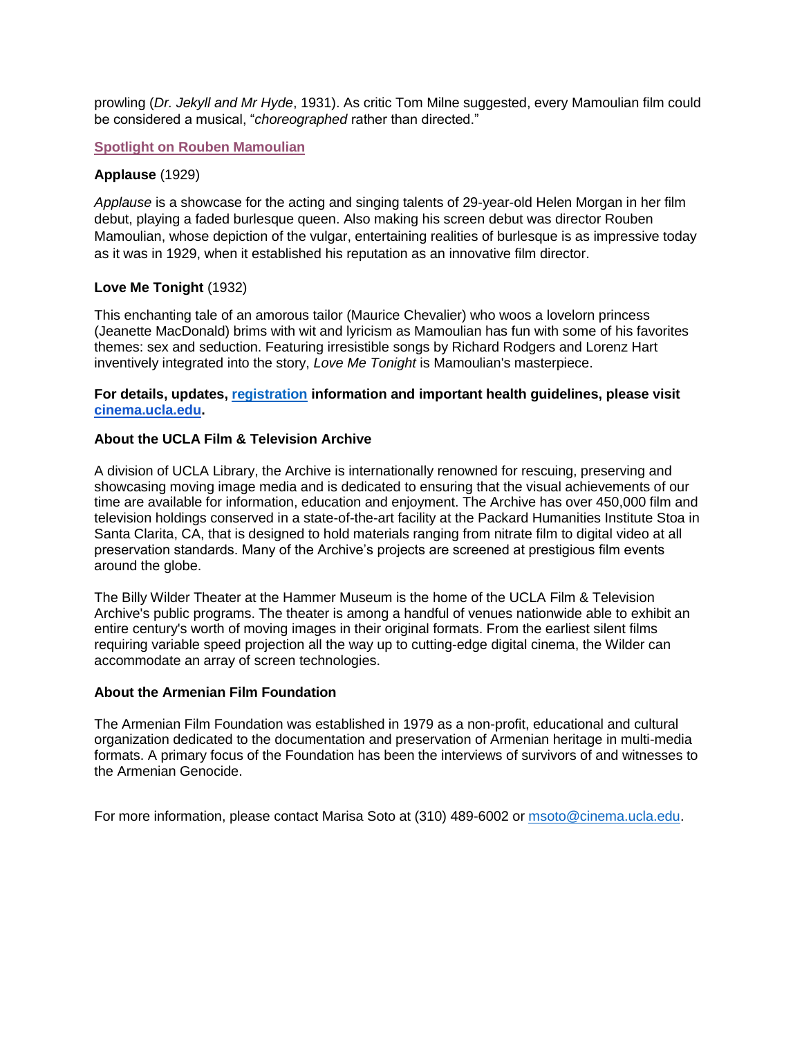prowling (*Dr. Jekyll and Mr Hyde*, 1931). As critic Tom Milne suggested, every Mamoulian film could be considered a musical, "*choreographed* rather than directed."

**Spotlight on Rouben Mamoulian**

**Applause** (1929)

*Applause* is a showcase for the acting and singing talents of 29-year-old Helen Morgan in her film debut, playing a faded burlesque queen. Also making his screen debut was director Rouben Mamoulian, whose depiction of the vulgar, entertaining realities of burlesque is as impressive today as it was in 1929, when it established his reputation as an innovative film director.

**Love Me Tonight** (1932)

This enchanting tale of an amorous tailor (Maurice Chevalier) who woos a lovelorn princess (Jeanette MacDonald) brims with wit and lyricism as Mamoulian has fun with some of his favorites themes: sex and seduction. Featuring irresistible songs by Richard Rodgers and Lorenz Hart inventively integrated into the story, *Love Me Tonight* is Mamoulian's masterpiece.

**For details, updates, registration information and important health guidelines, please visit cinema.ucla.edu.**

**About the UCLA Film & Television Archive**

A division of UCLA Library, the Archive is internationally renowned for rescuing, preserving and showcasing moving image media and is dedicated to ensuring that the visual achievements of our time are available for information, education and enjoyment. The Archive has over 450,000 film and television holdings conserved in a state-of-the-art facility at the Packard Humanities Institute Stoa in Santa Clarita, CA, that is designed to hold materials ranging from nitrate film to digital video at all preservation standards. Many of the Archive's projects are screened at prestigious film events around the globe.

The Billy Wilder Theater at the Hammer Museum is the home of the UCLA Film & Television Archive's public programs. The theater is among a handful of venues nationwide able to exhibit an entire century's worth of moving images in their original formats. From the earliest silent films requiring variable speed projection all the way up to cutting-edge digital cinema, the Wilder can accommodate an array of screen technologies.

**About the Armenian Film Foundation**

The Armenian Film Foundation was established in 1979 as a non-profit, educational and cultural organization dedicated to the documentation and preservation of Armenian heritage in multi-media formats. A primary focus of the Foundation has been the interviews of survivors of and witnesses to the Armenian Genocide.

For more information, please contact Marisa Soto at (310) 489-6002 or msoto@cinema.ucla.edu.